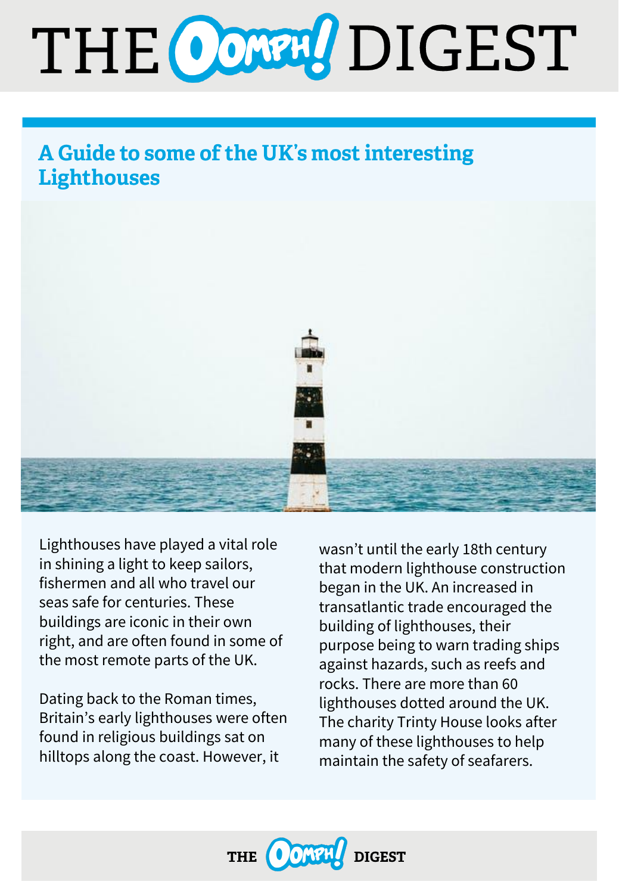# THE OOMPH! DIGEST

## A Guide to some of the UK's most interesting Lighthouses

Lighthouses have played a vital role in shining a light to keep sailors, fishermen and all who travel our seas safe for centuries. These buildings are iconic in their own right, and are often found in some of the most remote parts of the UK.

Dating back to the Roman times, Britain's early lighthouses were often found in religious buildings sat on hilltops along the coast. However, it wasn't until the early 18th century that modern lighthouse construction began in the UK. An increased in transatlantic trade encouraged the building of lighthouses, their purpose being to warn trading ships against hazards, such as reefs and rocks. There are more than 60 lighthouses dotted around the UK. The charity Trinty House looks after many of these lighthouses to help maintain the safety of seafarers.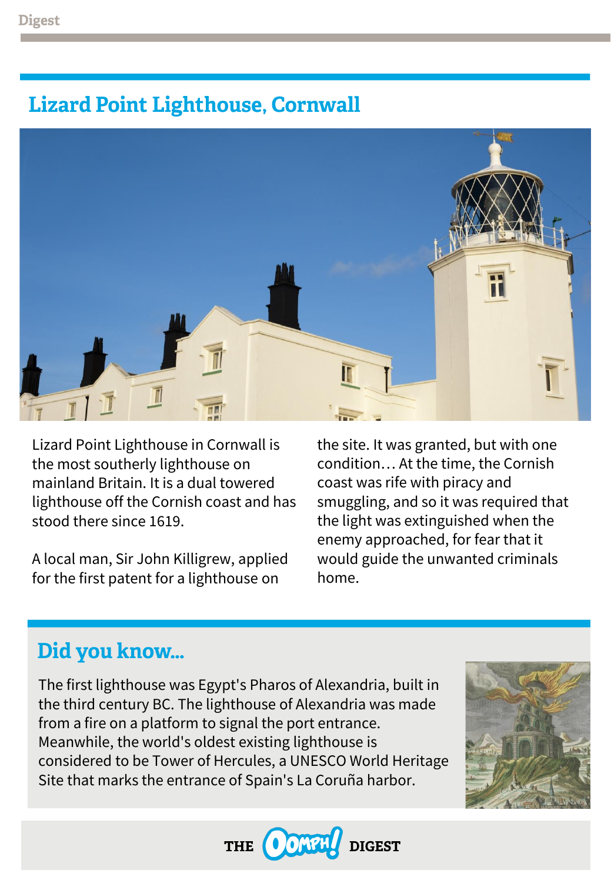## Lizard Point Lighthouse, Cornwall

Lizard Point Lighthouse in Cornwall is the most southerly lighthouse on mainland Britain. It is a dual towered lighthouse off the Cornish coast and has stood there since 1619.

A local man, Sir John Killigrew, applied for the first patent for a lighthouse on the site. It was granted, but with one condition… At the time, the Cornish coast was rife with piracy and smuggling, and so it was required that the light was extinguished when the enemy approached, for fear that it would guide the unwanted criminals home.

## Did you know...

The first lighthouse was Egypt's Pharos of Alexandria, built in the third century BC. The lighthouse of Alexandria was made from a fire on a platform to signal the port entrance. Meanwhile, the world's oldest existing lighthouse is considered to be Tower of Hercules, a UNESCO World Heritage Site that marks the entrance of Spain's La Coruña harbor.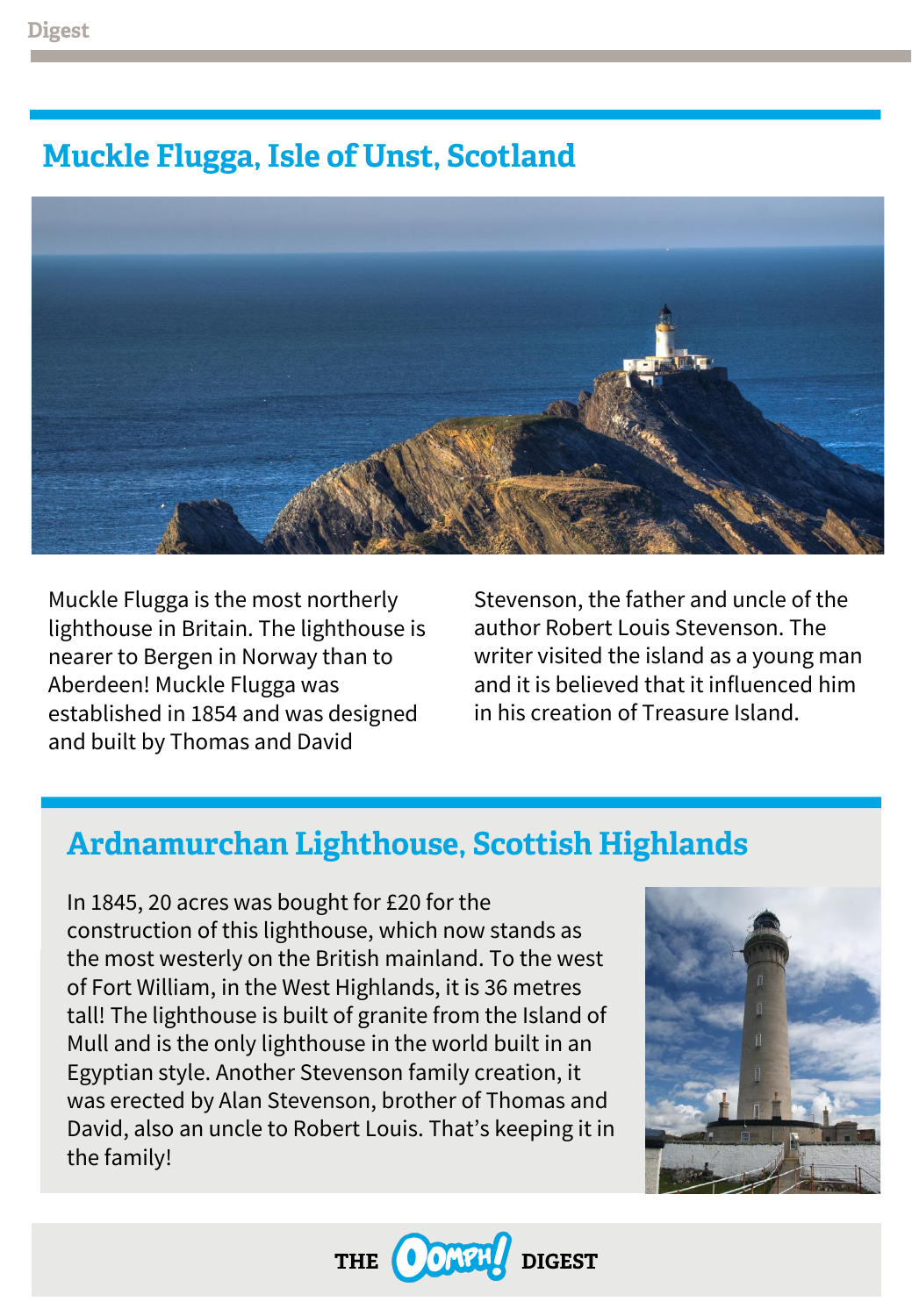## Muckle Flugga, Isle of Unst, Scotland

Muckle Flugga is the most northerly lighthouse in Britain. The lighthouse is nearer to Bergen in Norway than to Aberdeen! Muckle Flugga was established in 1854 and was designed and built by Thomas and David Stevenson, the father and uncle of the author Robert Louis Stevenson. The writer visited the island as a young man and it is believed that it influenced him in his creation of Treasure Island.

## Ardnamurchan Lighthouse, Scottish Highlands

In 1845, 20 acres was bought for £20 for the construction of this lighthouse, which now stands as the most westerly on the British mainland. To the west of Fort William, in the West Highlands, it is 36 metres tall! The lighthouse is built of granite from the Island of Mull and is the only lighthouse in the world built in an Egyptian style. Another Stevenson family creation, it was erected by Alan Stevenson, brother of Thomas and David, also an uncle to Robert Louis. That's keeping it in the family!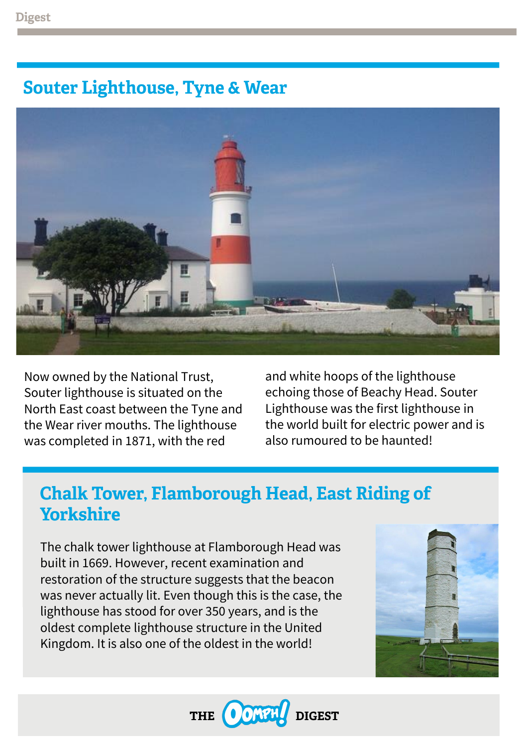## Souter Lighthouse, Tyne & Wear

Now owned by the National Trust, Souter lighthouse is situated on the North East coast between the Tyne and the Wear river mouths. The lighthouse was completed in 1871, with the red and white hoops of the lighthouse echoing those of Beachy Head. Souter Lighthouse was the first lighthouse in the world built for electric power and is also rumoured to be haunted!

## Chalk Tower, Flamborough Head, East Riding of Yorkshire

The chalk tower lighthouse at Flamborough Head was built in 1669. However, recent examination and restoration of the structure suggests that the beacon was never actually lit. Even though this is the case, the lighthouse has stood for over 350 years, and is the oldest complete lighthouse structure in the United Kingdom. It is also one of the oldest in the world!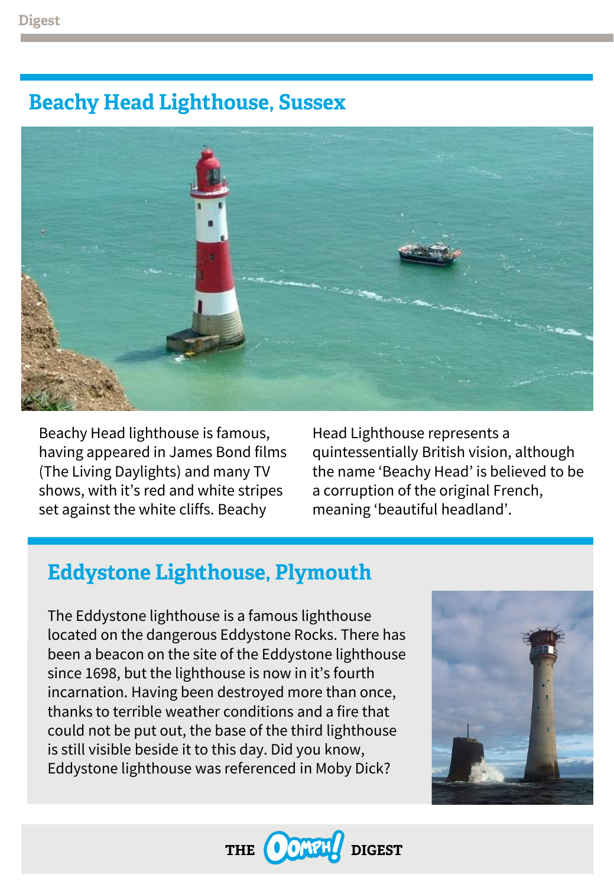## Beachy Head Lighthouse, Sussex

Beachy Head lighthouse is famous, having appeared in James Bond films (The Living Daylights) and many TV shows, with it's red and white stripes set against the white cliffs. Beachy Head Lighthouse represents a quintessentially British vision, although the name 'Beachy Head' is believed to be a corruption of the original French, meaning 'beautiful headland'.

## Eddystone Lighthouse, Plymouth

The Eddystone lighthouse is a famous lighthouse located on the dangerous Eddystone Rocks. There has been a beacon on the site of the Eddystone lighthouse since 1698, but the lighthouse is now in it's fourth incarnation. Having been destroyed more than once, thanks to terrible weather conditions and a fire that could not be put out, the base of the third lighthouse is still visible beside it to this day. Did you know, Eddystone lighthouse was referenced in Moby Dick?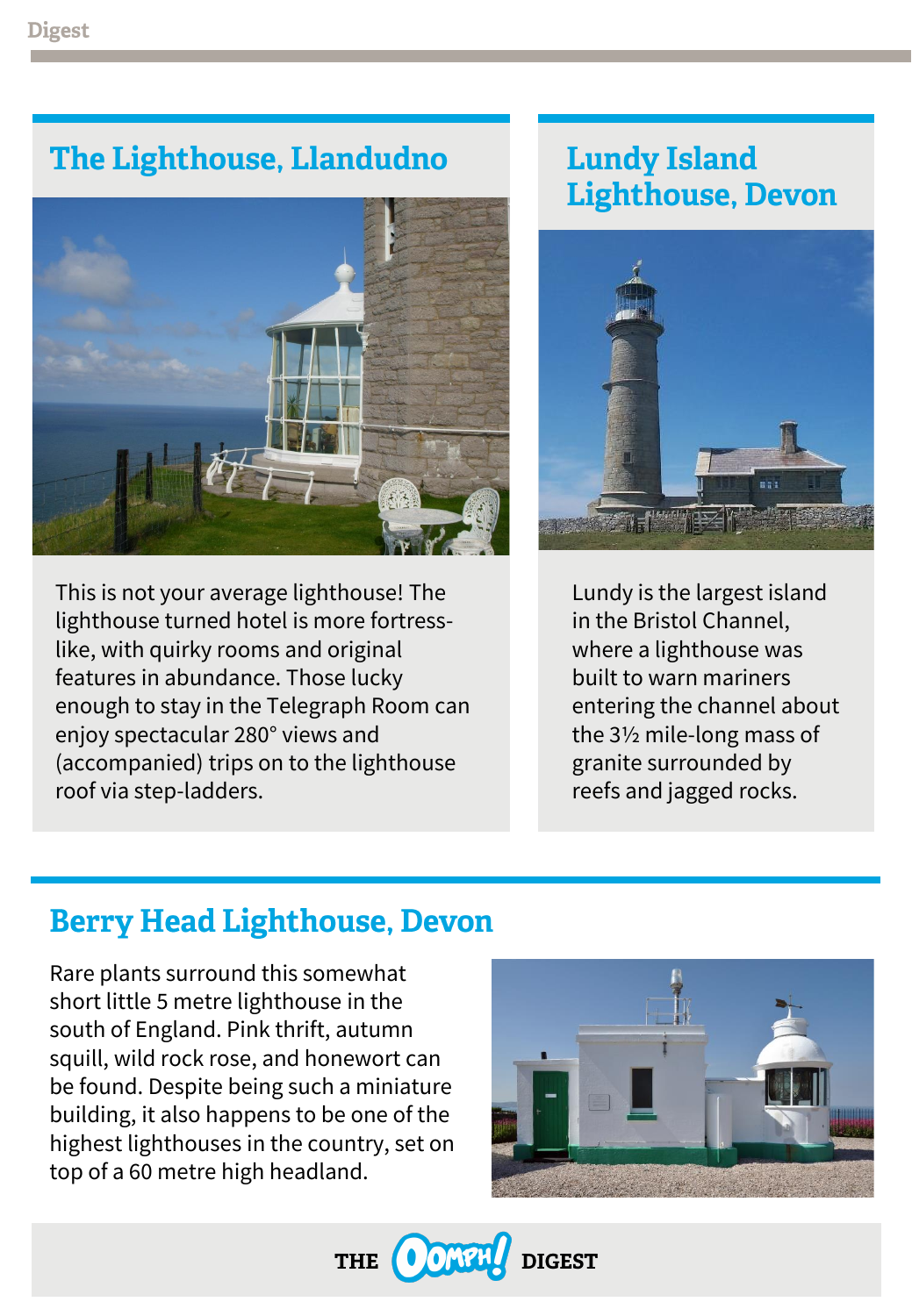## The Lighthouse, Llandudno

This is not your average lighthouse! The lighthouse turned hotel is more fortress-like, with quirky rooms and original features in abundance. Those lucky enough to stay in the Telegraph Room can enjoy spectacular 280° views and (accompanied) trips on to the lighthouse roof via step-ladders.

## Lundy Island Lighthouse, Devon

Lundy is the largest island in the Bristol Channel, where a lighthouse was built to warn mariners entering the channel about the 3½ mile-long mass of granite surrounded by reefs and jagged rocks.

## Berry Head Lighthouse, Devon

Rare plants surround this somewhat short little 5 metre lighthouse in the south of England. Pink thrift, autumn squill, wild rock rose, and honewort can be found. Despite being such a miniature building, it also happens to be one of the highest lighthouses in the country, set on top of a 60 metre high headland.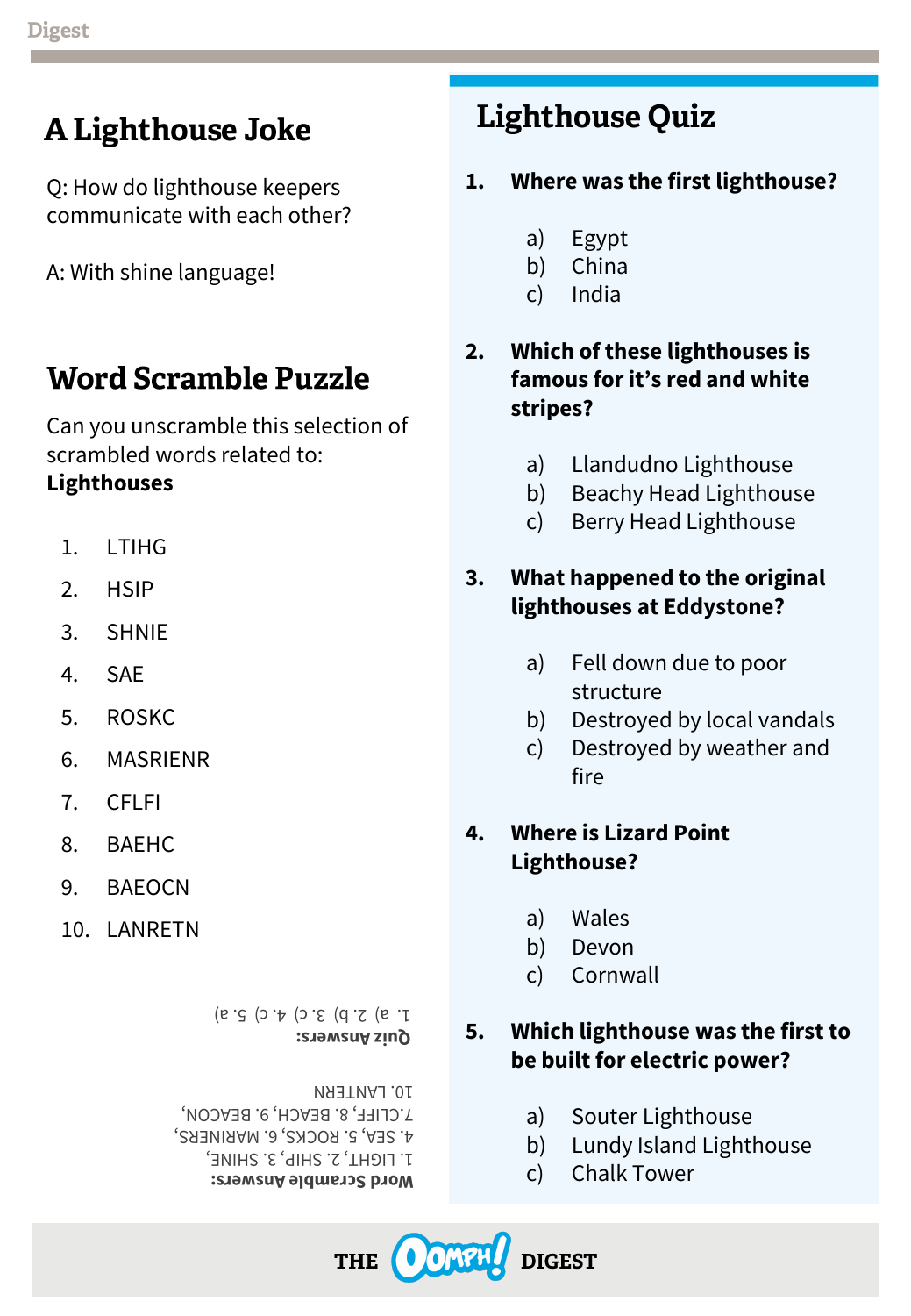## A Lighthouse Joke

Q: How do lighthouse keepers communicate with each other?

A: With shine language!

## Word Scramble Puzzle

Can you unscramble this selection of scrambled words related to: **Lighthouses**

1. LTIHG
2. HSIP
3. SHNIE
4. SAE
5. ROSKC
6. MASRIENR
7. CFLFI
8. BAEHC
9. BAEOCN
10. LANRETN

**Quiz Answers:**
1. a) 2. b) 3. c) 4. c) 5. a)

**Word Scramble Answers:**
1. LIGHT, 2. SHIP, 3. SHINE, 4. SEA, 5. ROCKS, 6. MARINERS, 7. CLIFF, 8. BEACH, 9. BEACON, 10. LANTERN

## Lighthouse Quiz

1. **Where was the first lighthouse?**
   a) Egypt
   b) China
   c) India

2. **Which of these lighthouses is famous for it's red and white stripes?**
   a) Llandudno Lighthouse
   b) Beachy Head Lighthouse
   c) Berry Head Lighthouse

3. **What happened to the original lighthouses at Eddystone?**
   a) Fell down due to poor structure
   b) Destroyed by local vandals
   c) Destroyed by weather and fire

4. **Where is Lizard Point Lighthouse?**
   a) Wales
   b) Devon
   c) Cornwall

5. **Which lighthouse was the first to be built for electric power?**
   a) Souter Lighthouse
   b) Lundy Island Lighthouse
   c) Chalk Tower